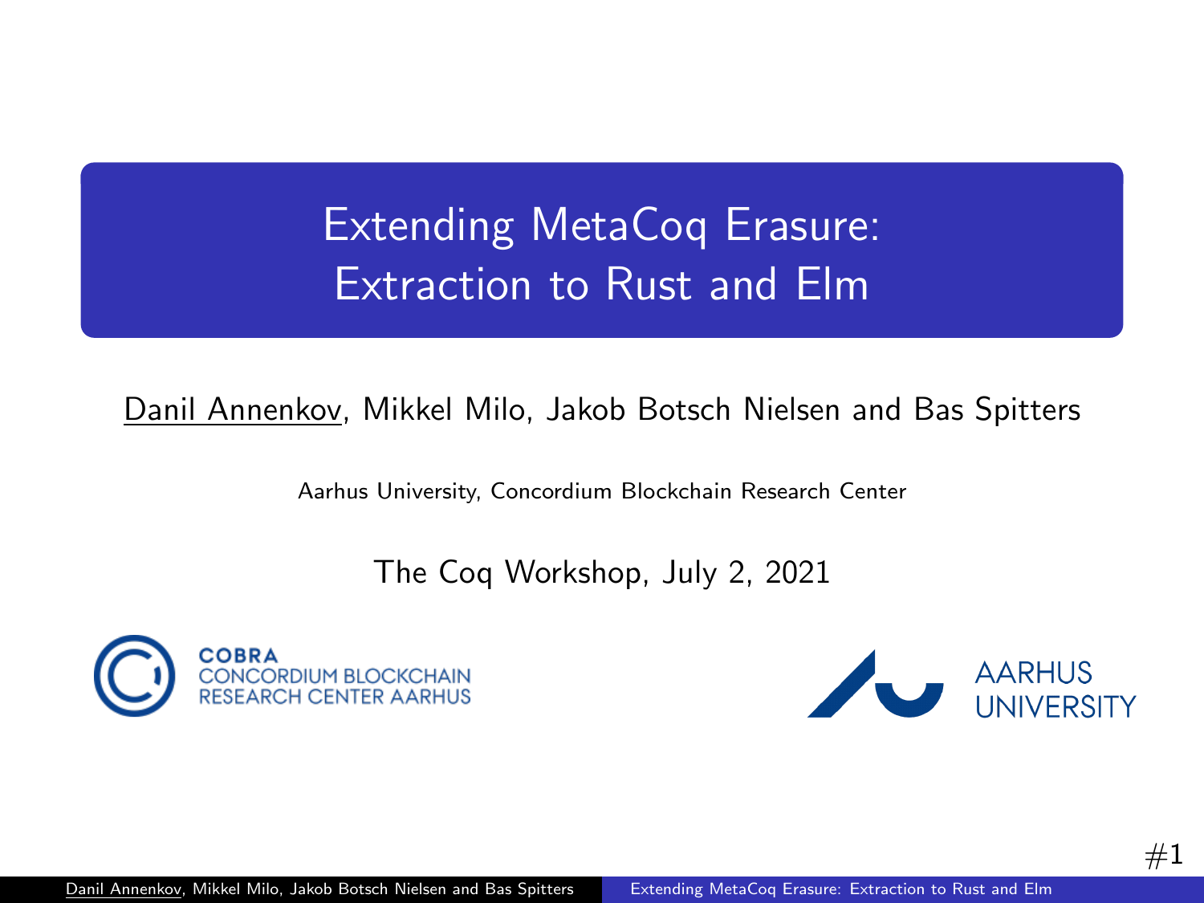# Extending MetaCoq Erasure: Extraction to Rust and Elm

Danil Annenkov, Mikkel Milo, Jakob Botsch Nielsen and Bas Spitters

Aarhus University, Concordium Blockchain Research Center

The Coq Workshop, July 2, 2021

COBRA
CONCORDIUM BLOCKCHAIN
RESEARCH CENTER AARHUS

AARHUS
UNIVERSITY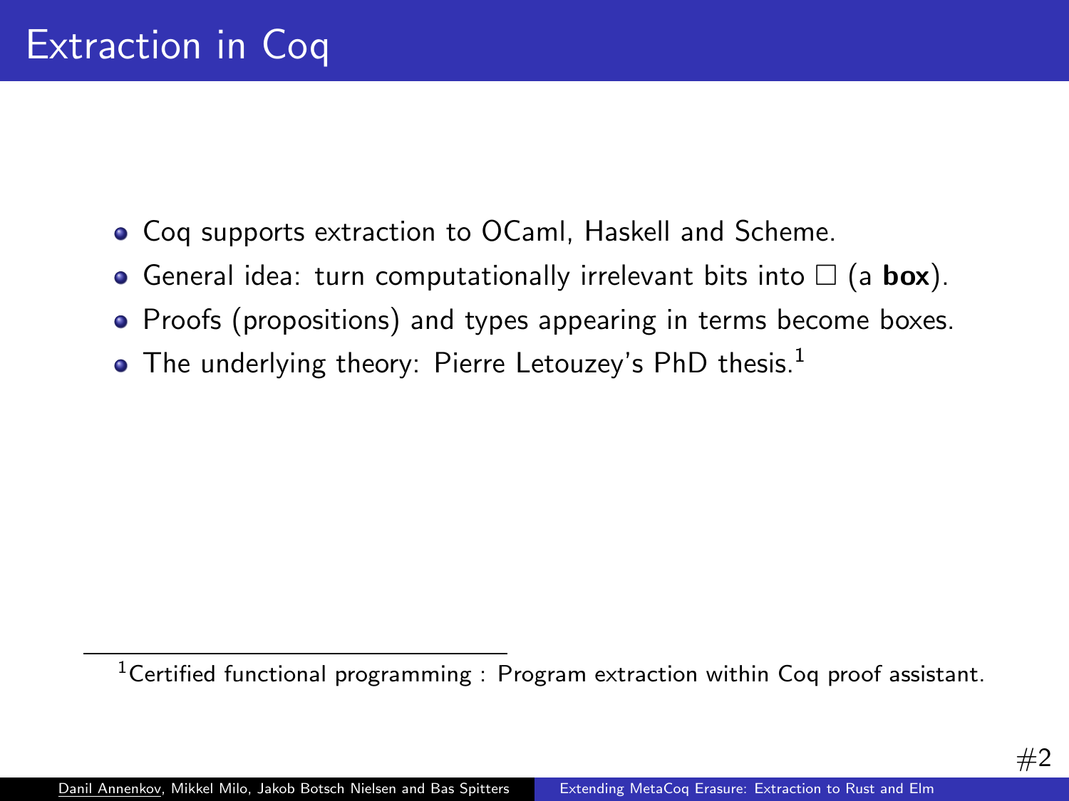# Extraction in Coq

- Coq supports extraction to OCaml, Haskell and Scheme.
- General idea: turn computationally irrelevant bits into $\square$ (a **box**).
- Proofs (propositions) and types appearing in terms become boxes.
- The underlying theory: Pierre Letouzey's PhD thesis.[1]

[1] Certified functional programming : Program extraction within Coq proof assistant.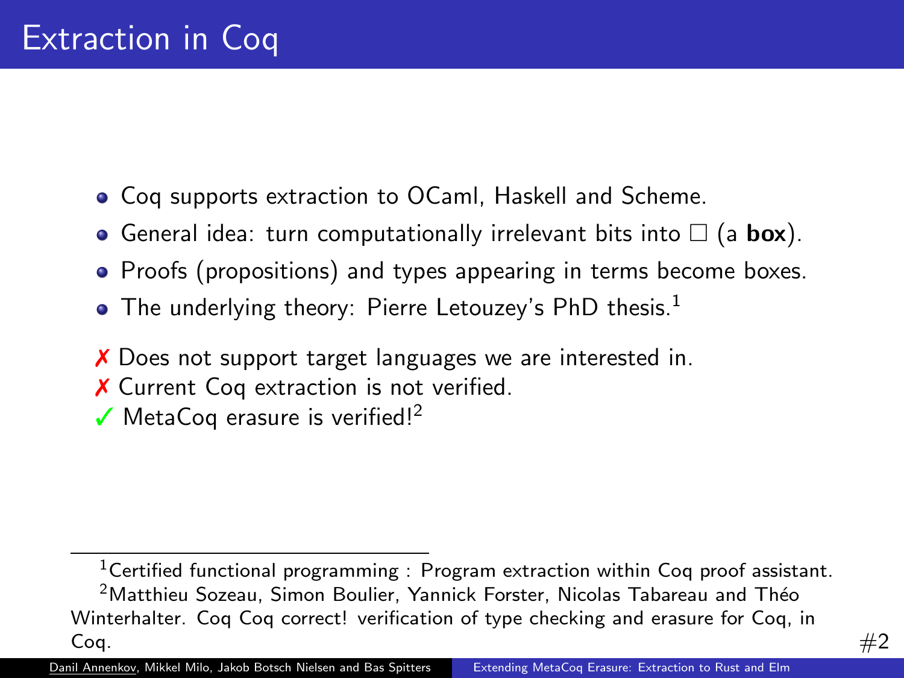# Extraction in Coq

- Coq supports extraction to OCaml, Haskell and Scheme.
- General idea: turn computationally irrelevant bits into □ (a **box**).
- Proofs (propositions) and types appearing in terms become boxes.
- The underlying theory: Pierre Letouzey's PhD thesis.[1]

✗ Does not support target languages we are interested in.
✗ Current Coq extraction is not verified.
✓ MetaCoq erasure is verified![2]

---

[1] Certified functional programming : Program extraction within Coq proof assistant.

[2] Matthieu Sozeau, Simon Boulier, Yannick Forster, Nicolas Tabareau and Théo Winterhalter. Coq Coq correct! verification of type checking and erasure for Coq, in Coq.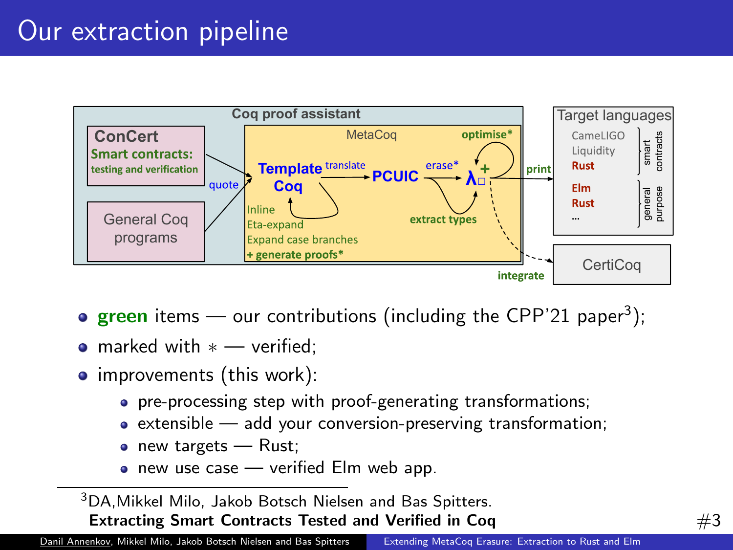# Our extraction pipeline

Coq proof assistant

ConCert
Smart contracts:
testing and verification

General Coq programs

quote

MetaCoq

Template Coq
translate
PCUIC
erase*
$\lambda_\square^+$
optimise*
extract types

Inline
Eta-expand
Expand case branches
+ generate proofs*

print

Target languages
CameLIGO
Liquidity
Rust
smart contracts

Elm
Rust
...
general purpose

integrate

CertiCoq

- **green** items — our contributions (including the CPP'21 paper[3]);
- marked with $*$ — verified;
- improvements (this work):
  - pre-processing step with proof-generating transformations;
  - extensible — add your conversion-preserving transformation;
  - new targets — Rust;
  - new use case — verified Elm web app.

[3] DA,Mikkel Milo, Jakob Botsch Nielsen and Bas Spitters.
**Extracting Smart Contracts Tested and Verified in Coq**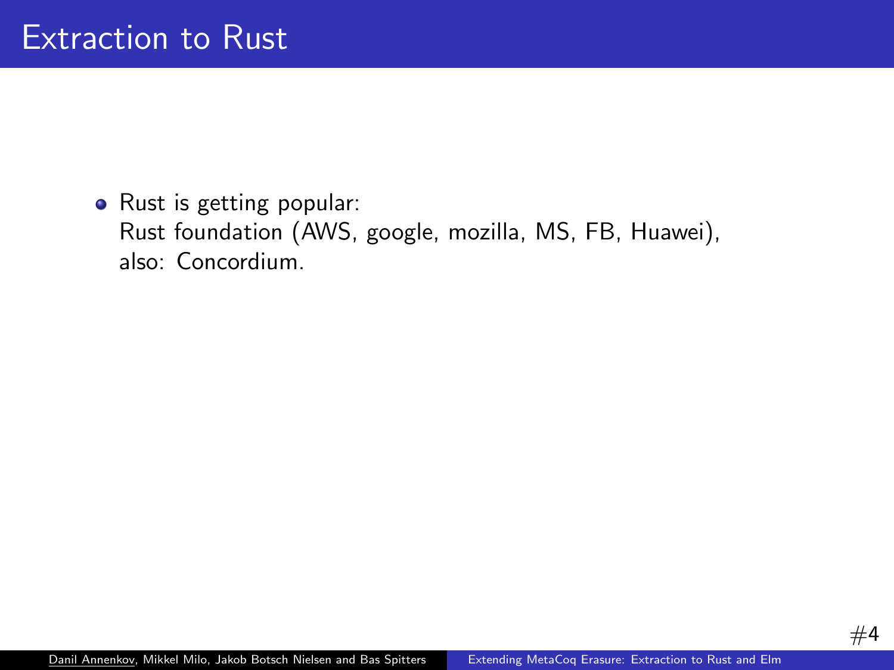# Extraction to Rust

- Rust is getting popular:
  Rust foundation (AWS, google, mozilla, MS, FB, Huawei),
  also: Concordium.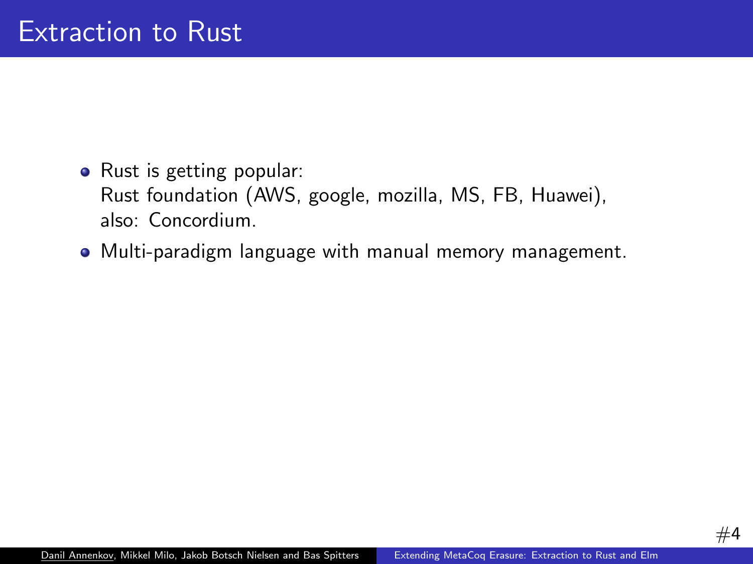# Extraction to Rust

- Rust is getting popular:
  Rust foundation (AWS, google, mozilla, MS, FB, Huawei),
  also: Concordium.
- Multi-paradigm language with manual memory management.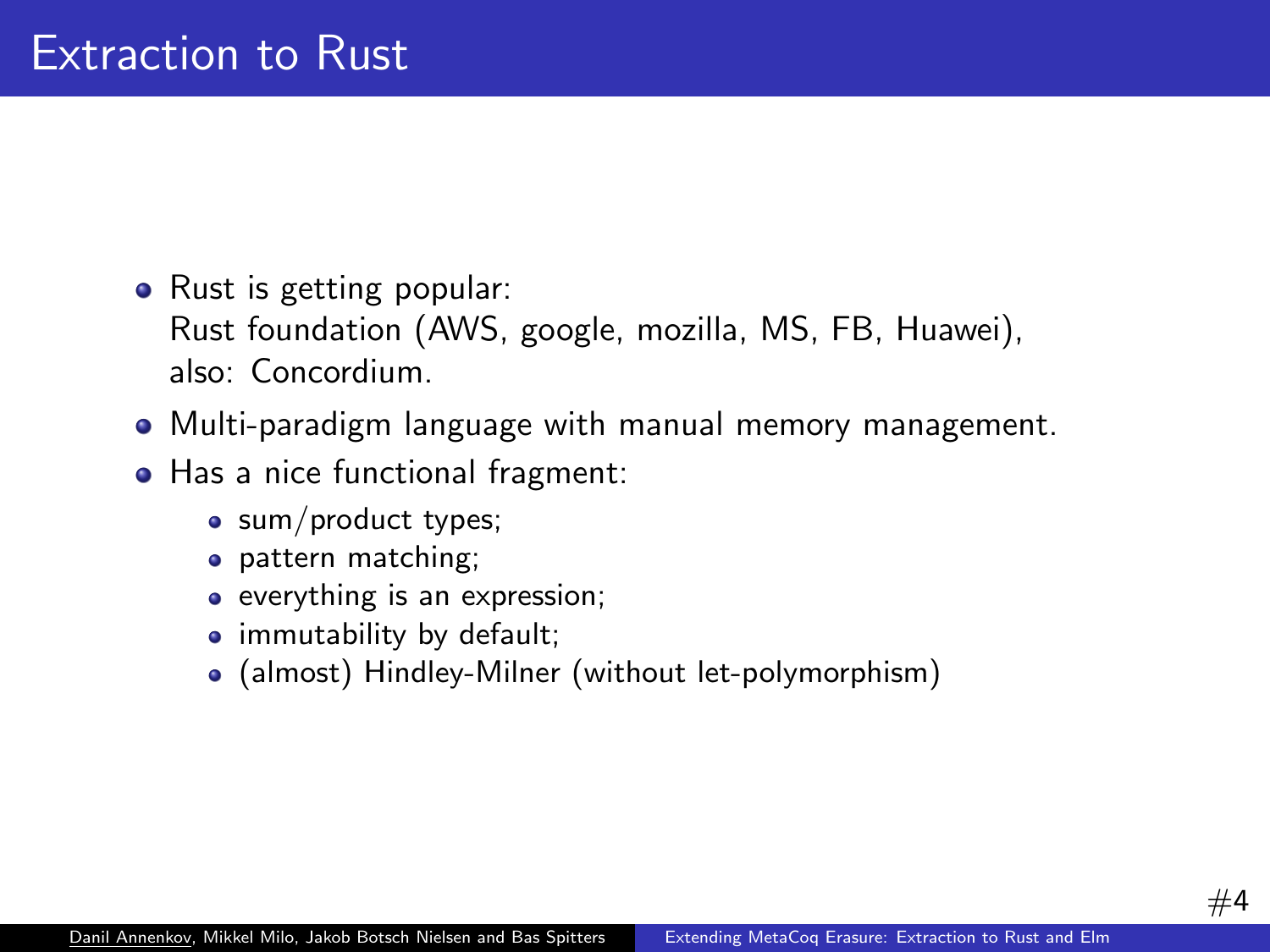# Extraction to Rust

- Rust is getting popular:
  Rust foundation (AWS, google, mozilla, MS, FB, Huawei),
  also: Concordium.
- Multi-paradigm language with manual memory management.
- Has a nice functional fragment:
  - sum/product types;
  - pattern matching;
  - everything is an expression;
  - immutability by default;
  - (almost) Hindley-Milner (without let-polymorphism)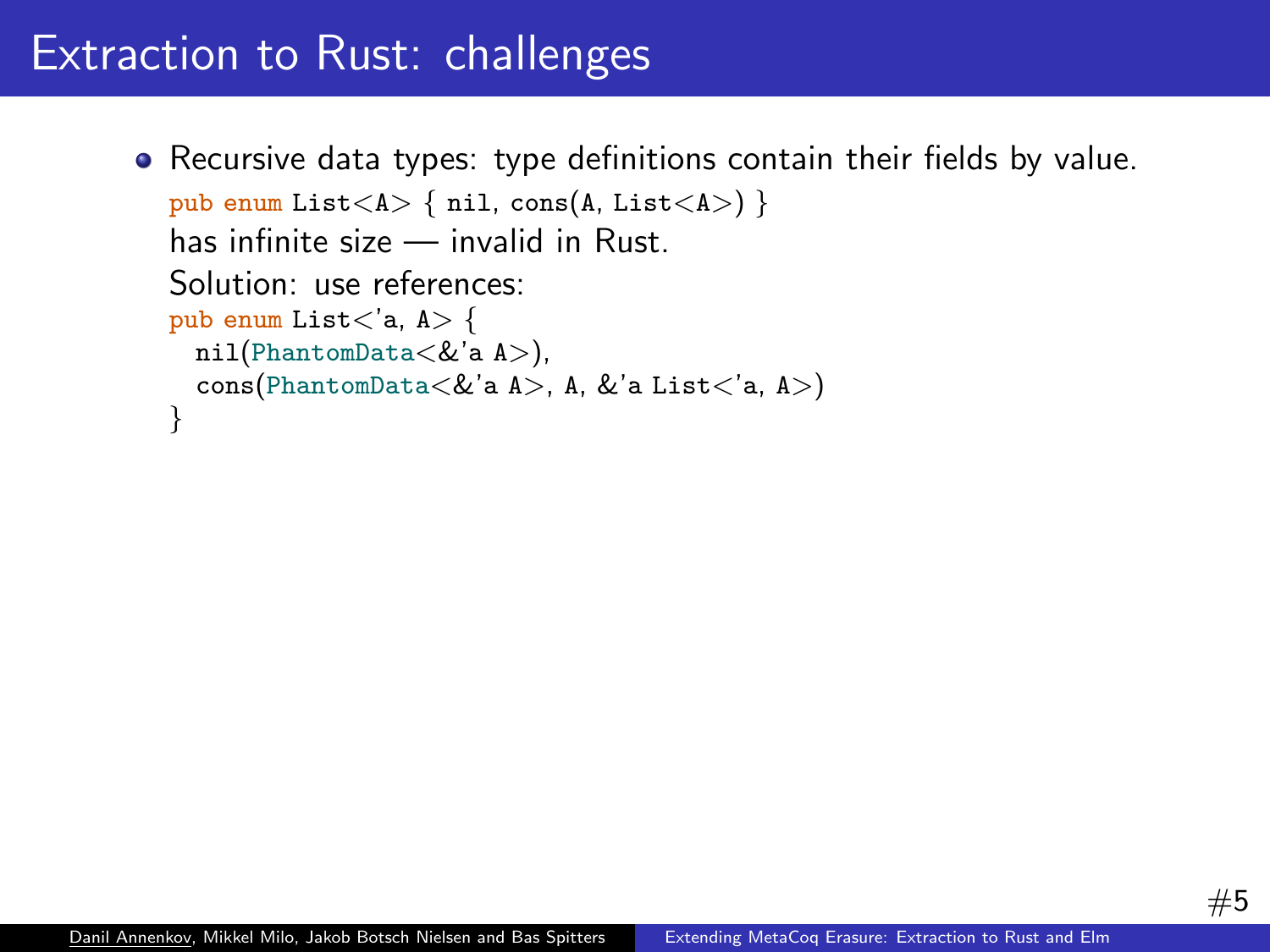# Extraction to Rust: challenges

- Recursive data types: type definitions contain their fields by value.

  `pub enum List<A> { nil, cons(A, List<A>) }`

  has infinite size — invalid in Rust.

  Solution: use references:

  ```
  pub enum List<'a, A> {
    nil(PhantomData<&'a A>),
    cons(PhantomData<&'a A>, A, &'a List<'a, A>)
  }
  ```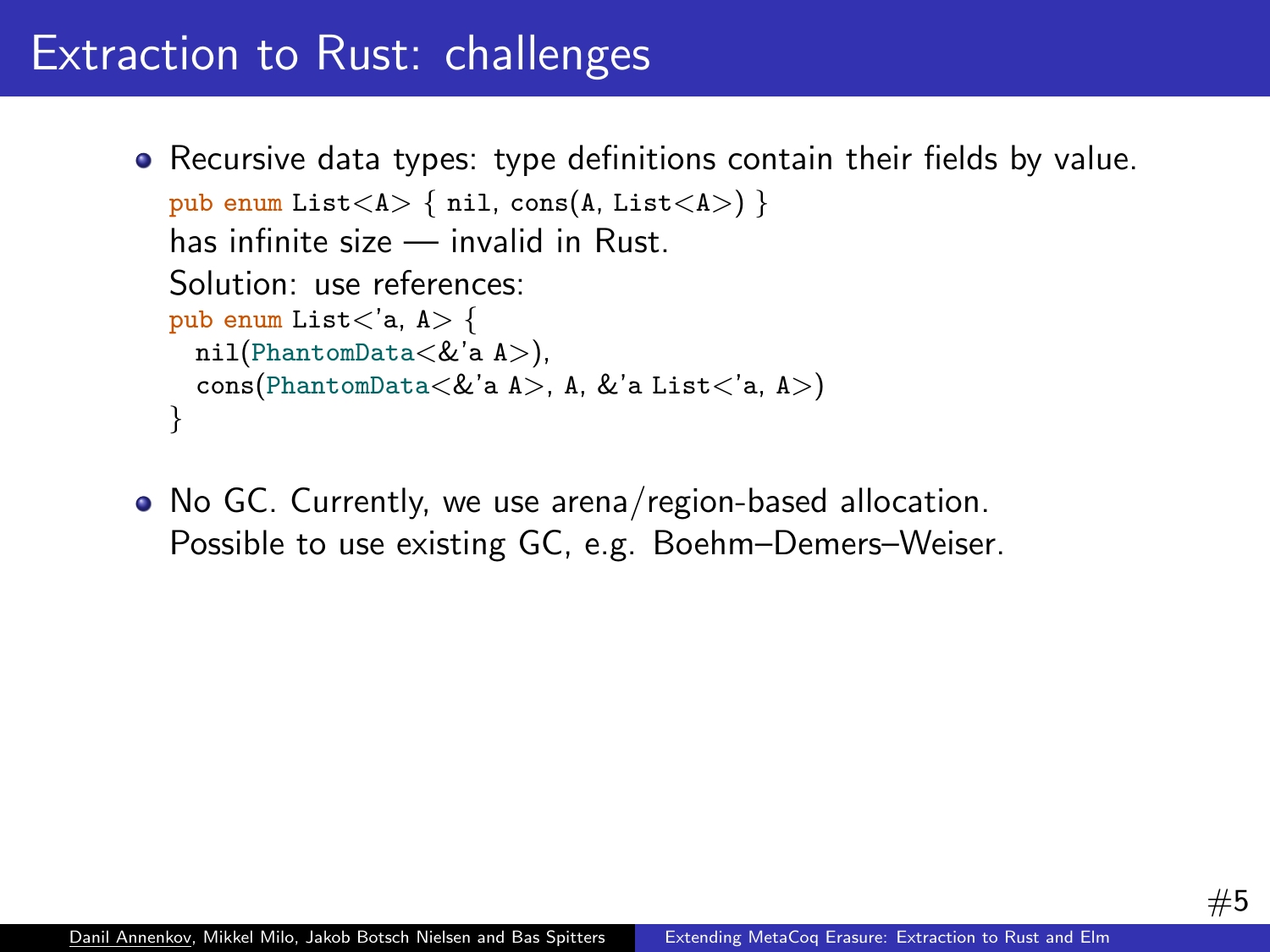# Extraction to Rust: challenges

- Recursive data types: type definitions contain their fields by value.

  ```
  pub enum List<A> { nil, cons(A, List<A>) }
  ```

  has infinite size — invalid in Rust.
  Solution: use references:

  ```
  pub enum List<'a, A> {
    nil(PhantomData<&'a A>),
    cons(PhantomData<&'a A>, A, &'a List<'a, A>)
  }
  ```

- No GC. Currently, we use arena/region-based allocation.
  Possible to use existing GC, e.g. Boehm–Demers–Weiser.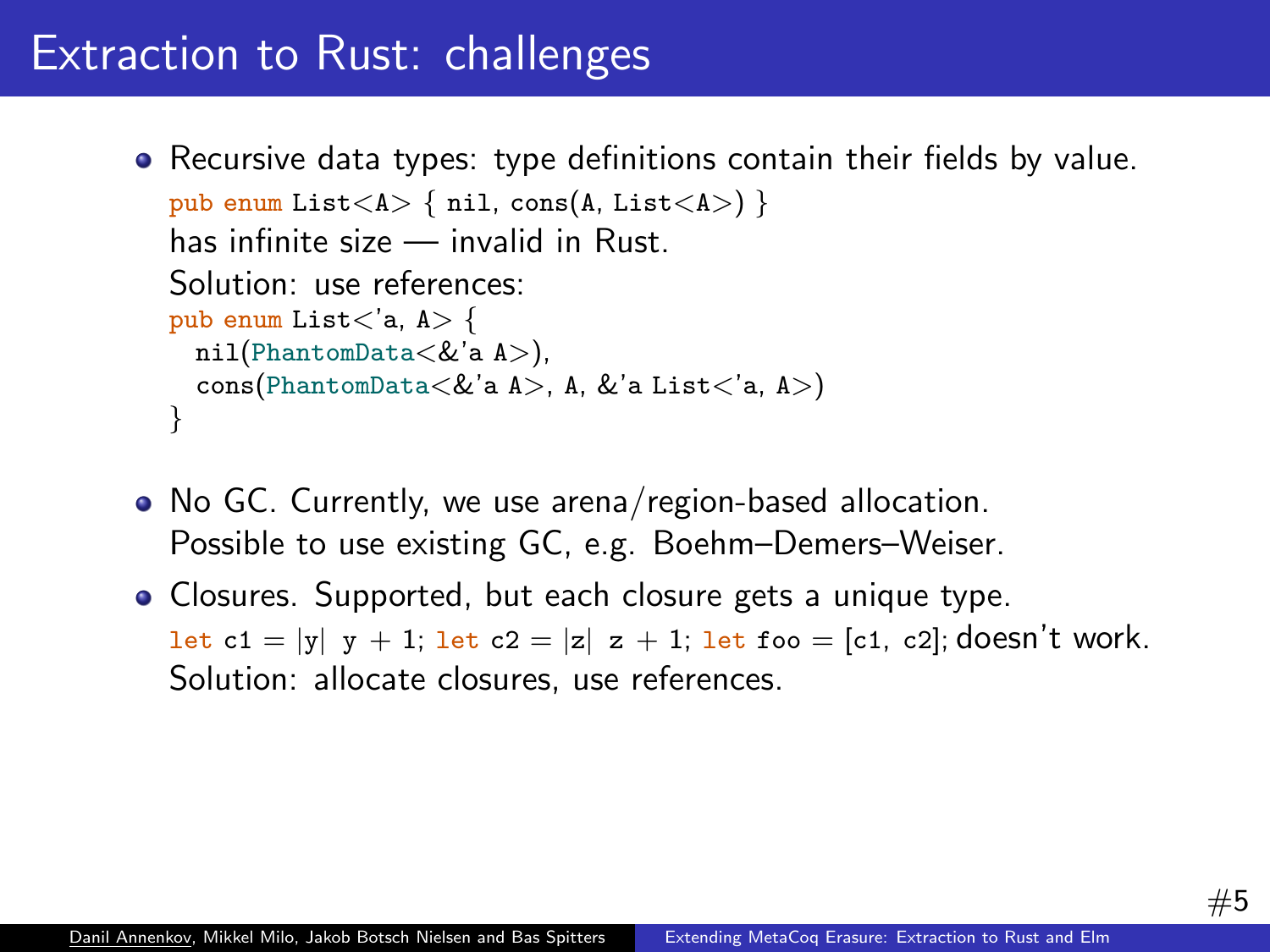# Extraction to Rust: challenges

- Recursive data types: type definitions contain their fields by value.

  ```
  pub enum List<A> { nil, cons(A, List<A>) }
  ```

  has infinite size — invalid in Rust.
  Solution: use references:

  ```
  pub enum List<'a, A> {
    nil(PhantomData<&'a A>),
    cons(PhantomData<&'a A>, A, &'a List<'a, A>)
  }
  ```

- No GC. Currently, we use arena/region-based allocation.
  Possible to use existing GC, e.g. Boehm–Demers–Weiser.

- Closures. Supported, but each closure gets a unique type.
  `let c1 = |y| y + 1; let c2 = |z| z + 1; let foo = [c1, c2];` doesn't work.
  Solution: allocate closures, use references.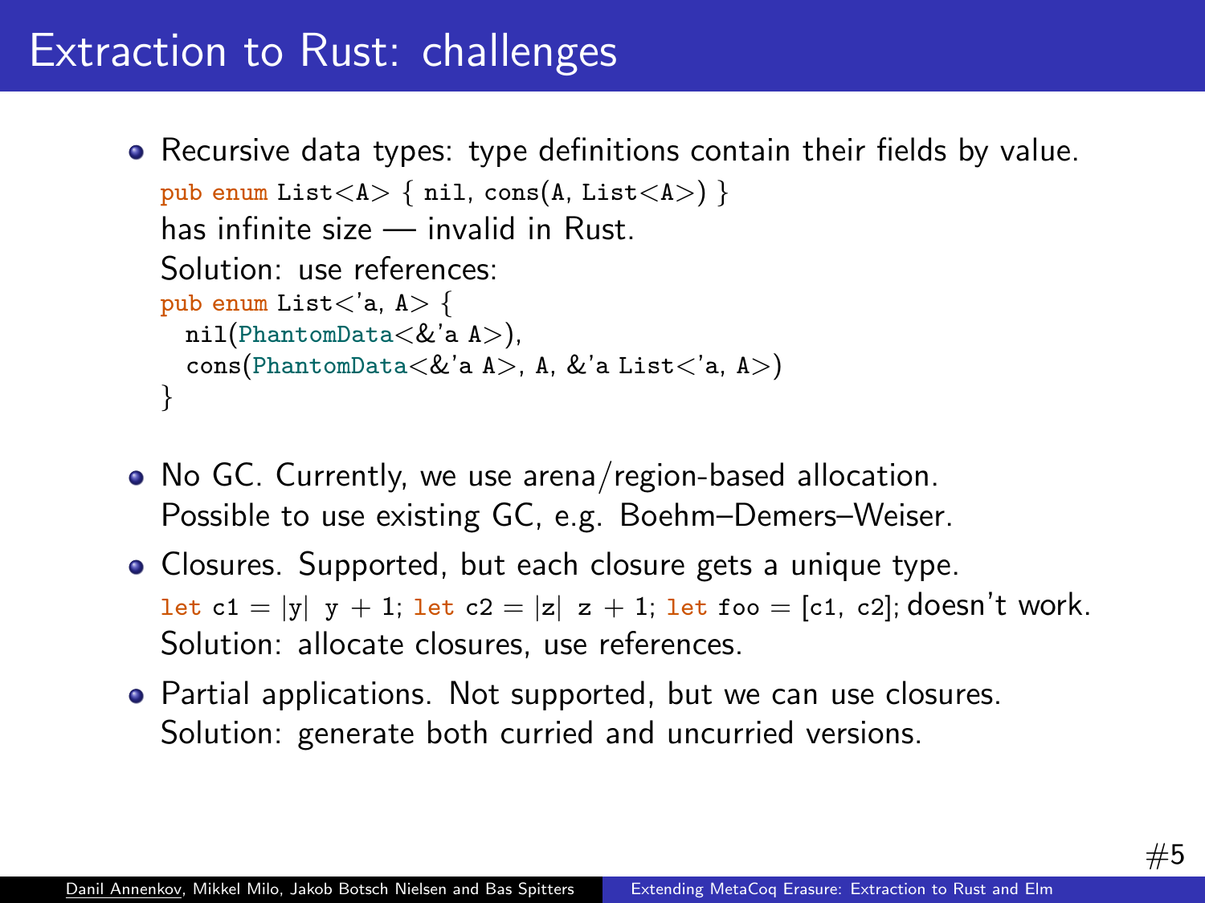# Extraction to Rust: challenges

- Recursive data types: type definitions contain their fields by value.

  ```
  pub enum List<A> { nil, cons(A, List<A>) }
  ```

  has infinite size — invalid in Rust.
  Solution: use references:

  ```
  pub enum List<'a, A> {
    nil(PhantomData<&'a A>),
    cons(PhantomData<&'a A>, A, &'a List<'a, A>)
  }
  ```

- No GC. Currently, we use arena/region-based allocation.
  Possible to use existing GC, e.g. Boehm–Demers–Weiser.
- Closures. Supported, but each closure gets a unique type.
  `let c1 = |y| y + 1; let c2 = |z| z + 1; let foo = [c1, c2];` doesn't work.
  Solution: allocate closures, use references.
- Partial applications. Not supported, but we can use closures.
  Solution: generate both curried and uncurried versions.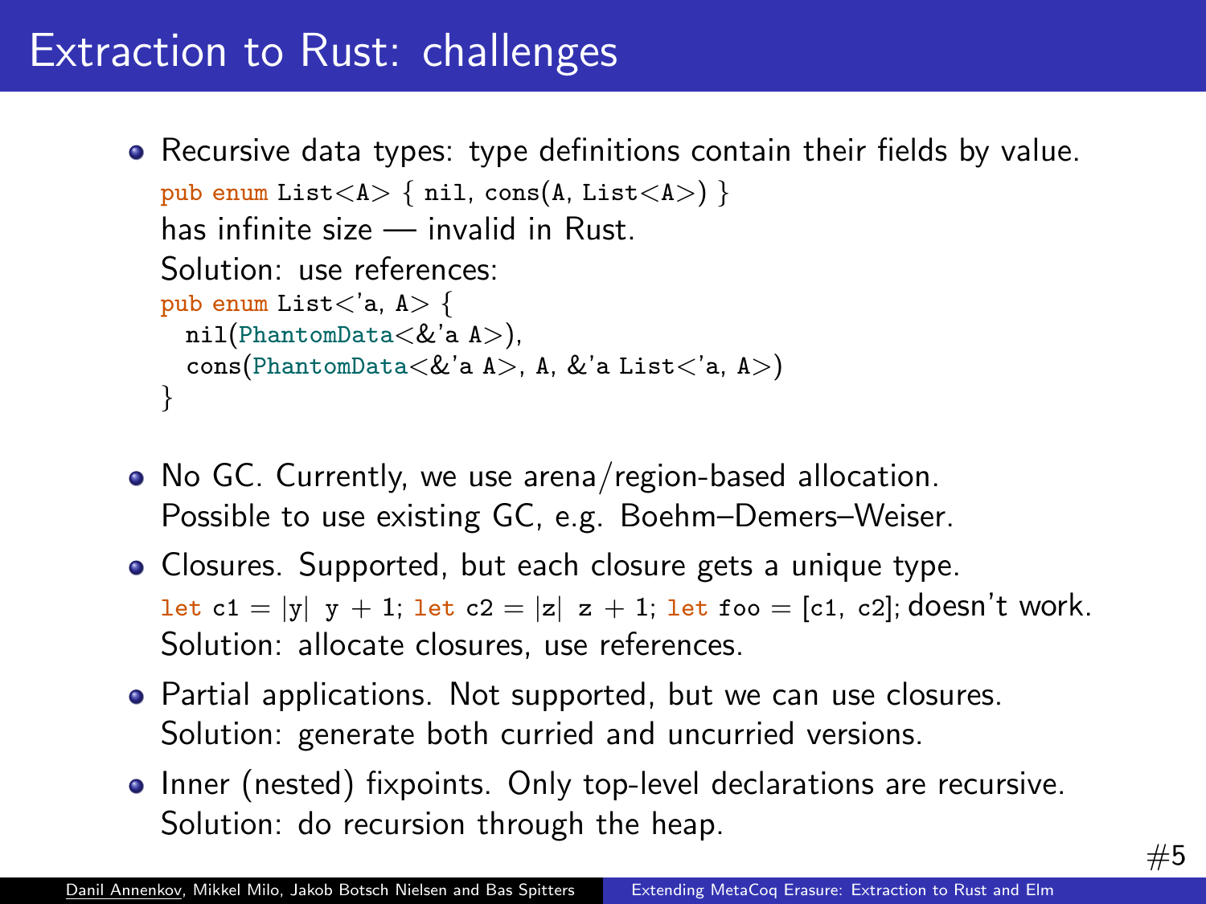# Extraction to Rust: challenges

- Recursive data types: type definitions contain their fields by value.
  `pub enum List<A> { nil, cons(A, List<A>) }`
  has infinite size — invalid in Rust.
  Solution: use references:

  ```
  pub enum List<'a, A> {
    nil(PhantomData<&'a A>),
    cons(PhantomData<&'a A>, A, &'a List<'a, A>)
  }
  ```

- No GC. Currently, we use arena/region-based allocation.
  Possible to use existing GC, e.g. Boehm–Demers–Weiser.
- Closures. Supported, but each closure gets a unique type.
  `let c1 = |y| y + 1; let c2 = |z| z + 1; let foo = [c1, c2];` doesn't work.
  Solution: allocate closures, use references.
- Partial applications. Not supported, but we can use closures.
  Solution: generate both curried and uncurried versions.
- Inner (nested) fixpoints. Only top-level declarations are recursive.
  Solution: do recursion through the heap.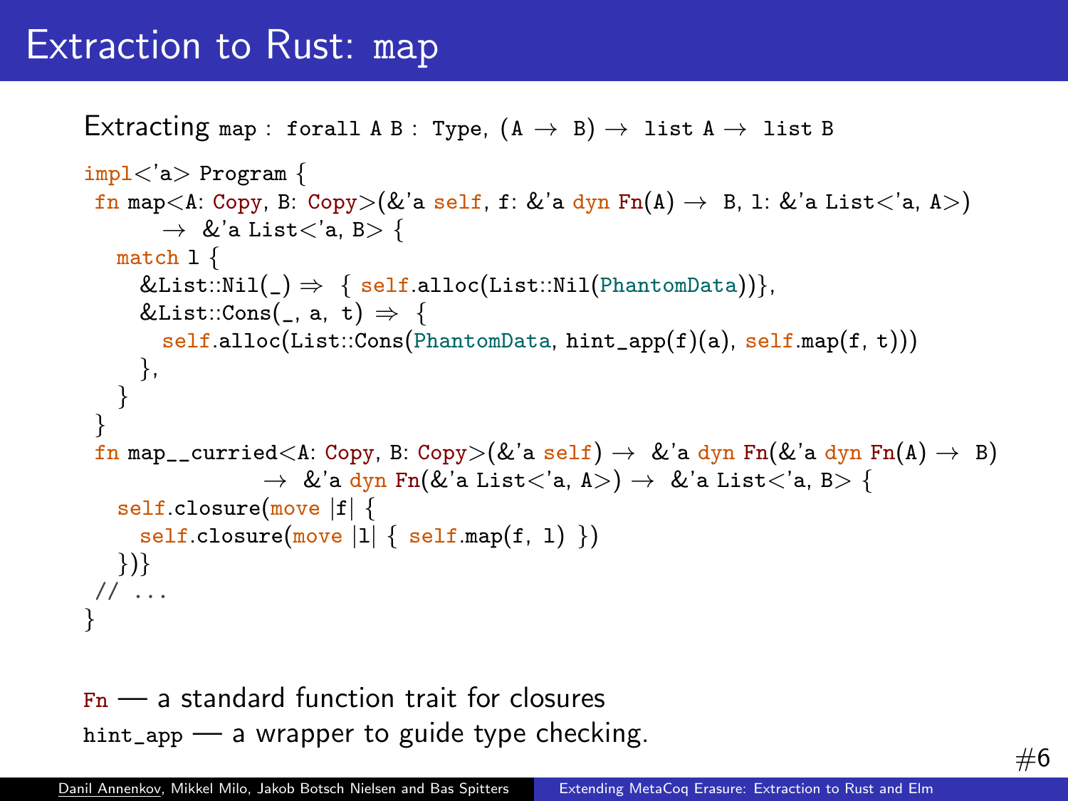# Extraction to Rust: map

Extracting `map : forall A B : Type, (A → B) → list A → list B`

```
impl<'a> Program {
 fn map<A: Copy, B: Copy>(&'a self, f: &'a dyn Fn(A) -> B, l: &'a List<'a, A>)
       -> &'a List<'a, B> {
   match l {
     &List::Nil(_) => { self.alloc(List::Nil(PhantomData))},
     &List::Cons(_, a, t) => {
       self.alloc(List::Cons(PhantomData, hint_app(f)(a), self.map(f, t)))
     },
   }
 }
 fn map__curried<A: Copy, B: Copy>(&'a self) -> &'a dyn Fn(&'a dyn Fn(A) -> B)
              -> &'a dyn Fn(&'a List<'a, A>) -> &'a List<'a, B> {
   self.closure(move |f| {
     self.closure(move |l| { self.map(f, l) })
   })}
 // ...
}
```

`Fn` — a standard function trait for closures

`hint_app` — a wrapper to guide type checking.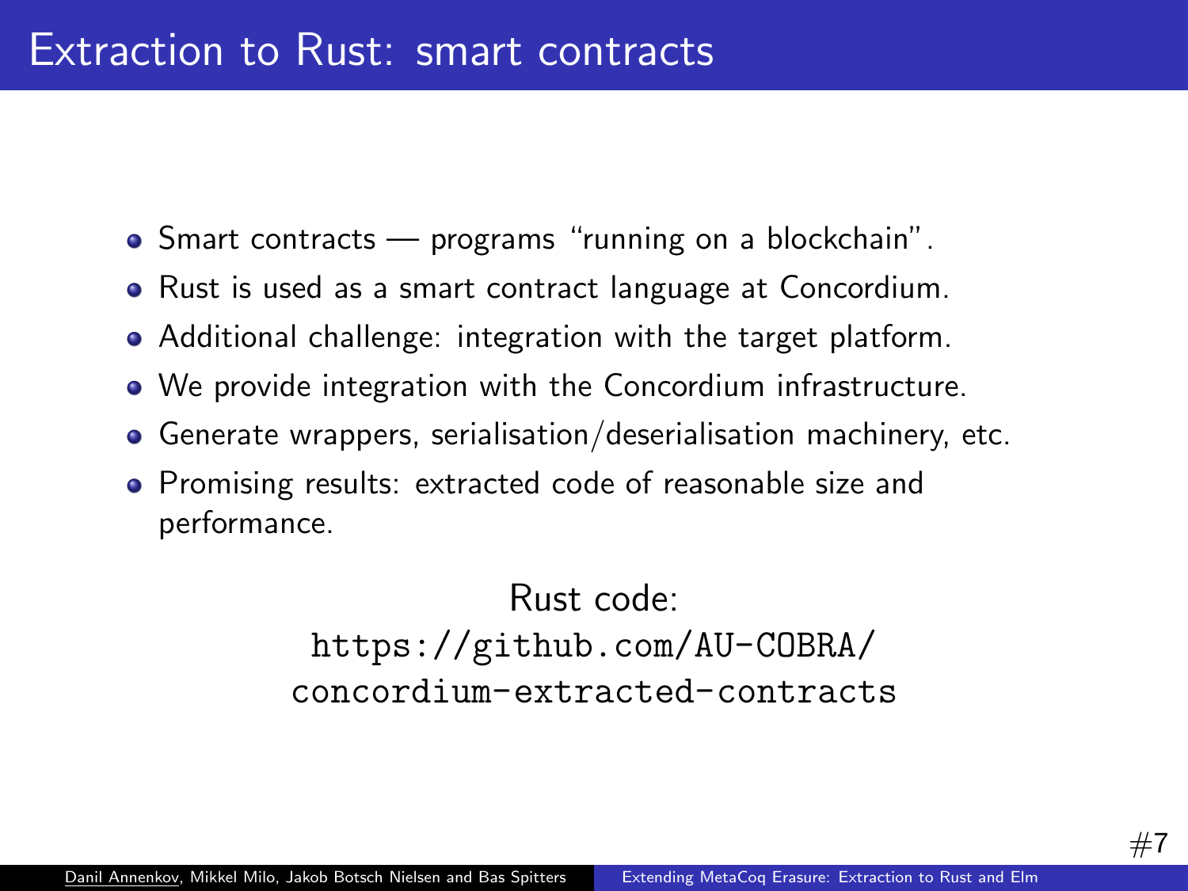# Extraction to Rust: smart contracts

- Smart contracts — programs "running on a blockchain".
- Rust is used as a smart contract language at Concordium.
- Additional challenge: integration with the target platform.
- We provide integration with the Concordium infrastructure.
- Generate wrappers, serialisation/deserialisation machinery, etc.
- Promising results: extracted code of reasonable size and performance.

Rust code:
`https://github.com/AU-COBRA/concordium-extracted-contracts`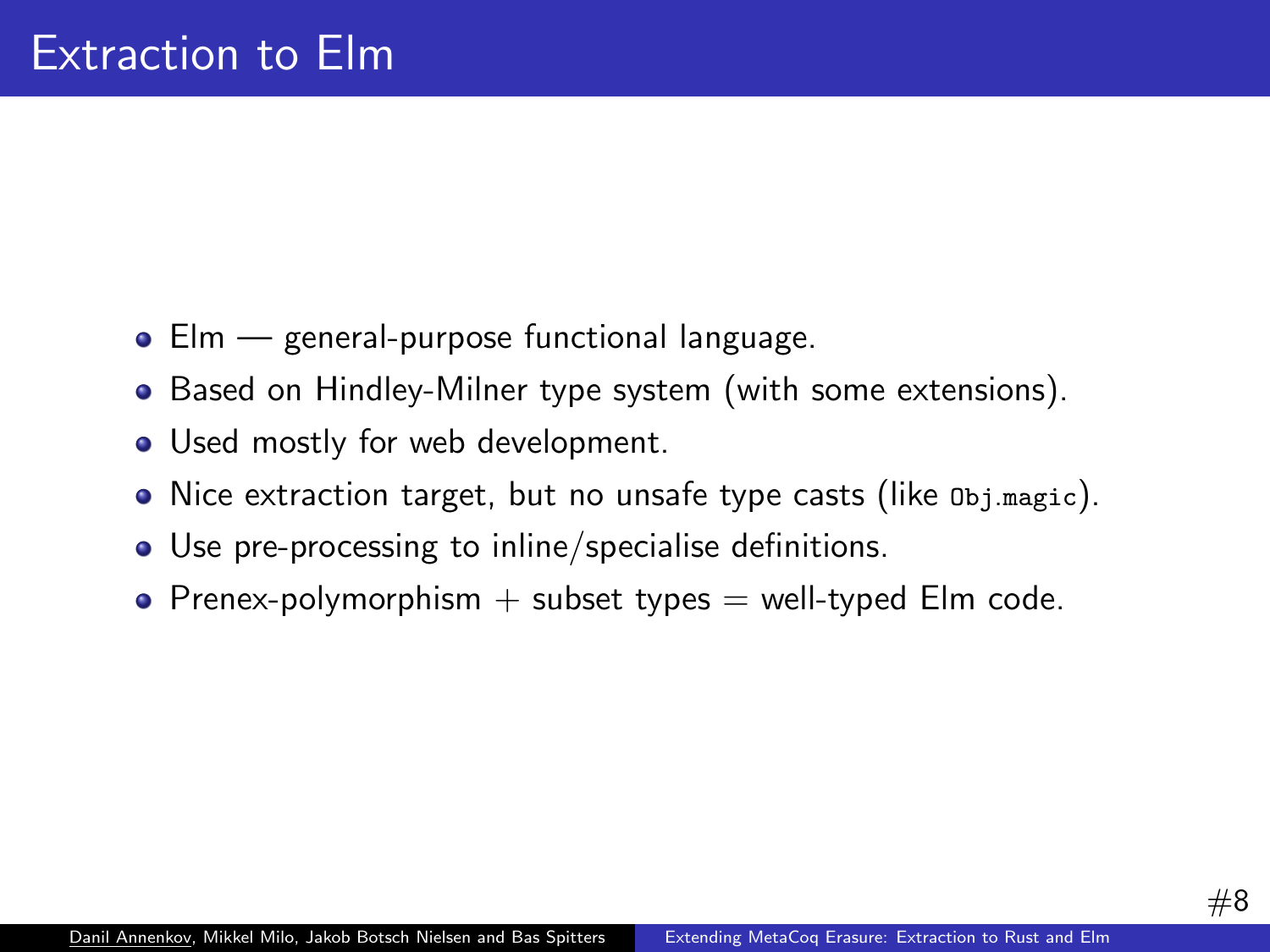# Extraction to Elm

- Elm — general-purpose functional language.
- Based on Hindley-Milner type system (with some extensions).
- Used mostly for web development.
- Nice extraction target, but no unsafe type casts (like `Obj.magic`).
- Use pre-processing to inline/specialise definitions.
- Prenex-polymorphism + subset types = well-typed Elm code.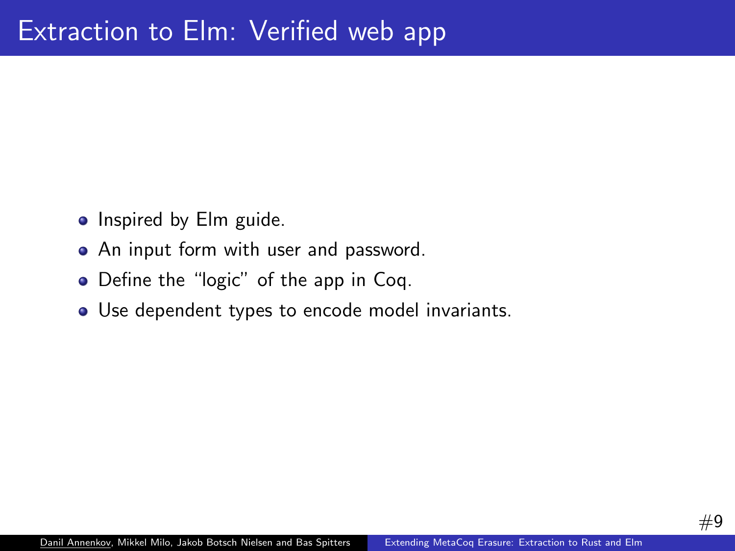# Extraction to Elm: Verified web app

- Inspired by Elm guide.
- An input form with user and password.
- Define the “logic” of the app in Coq.
- Use dependent types to encode model invariants.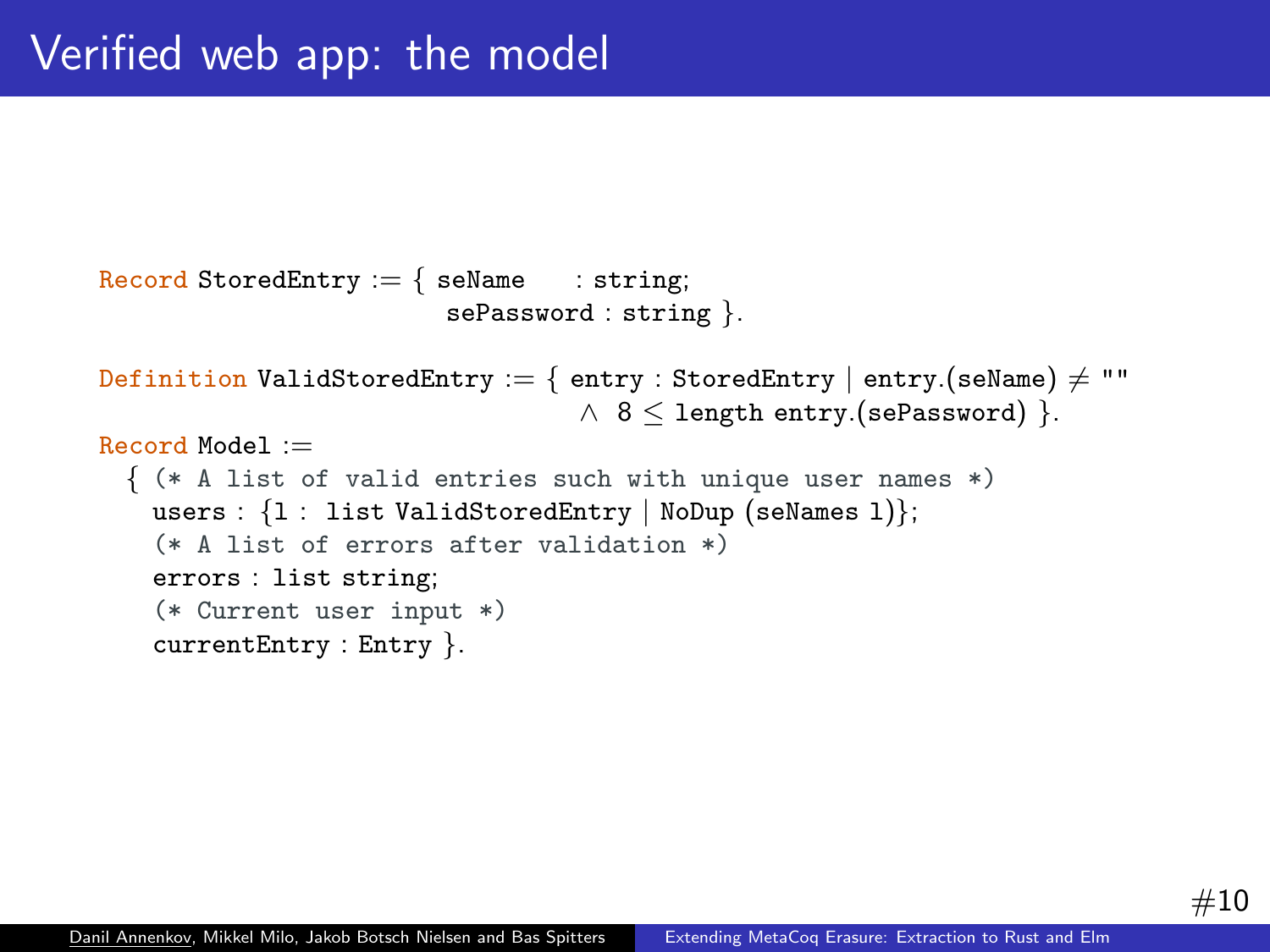# Verified web app: the model

```
Record StoredEntry := { seName     : string;
                         sePassword : string }.

Definition ValidStoredEntry := { entry : StoredEntry | entry.(seName) ≠ ""
                                   ∧ 8 ≤ length entry.(sePassword) }.

Record Model :=
  { (* A list of valid entries such with unique user names *)
    users : {l : list ValidStoredEntry | NoDup (seNames l)};
    (* A list of errors after validation *)
    errors : list string;
    (* Current user input *)
    currentEntry : Entry }.
```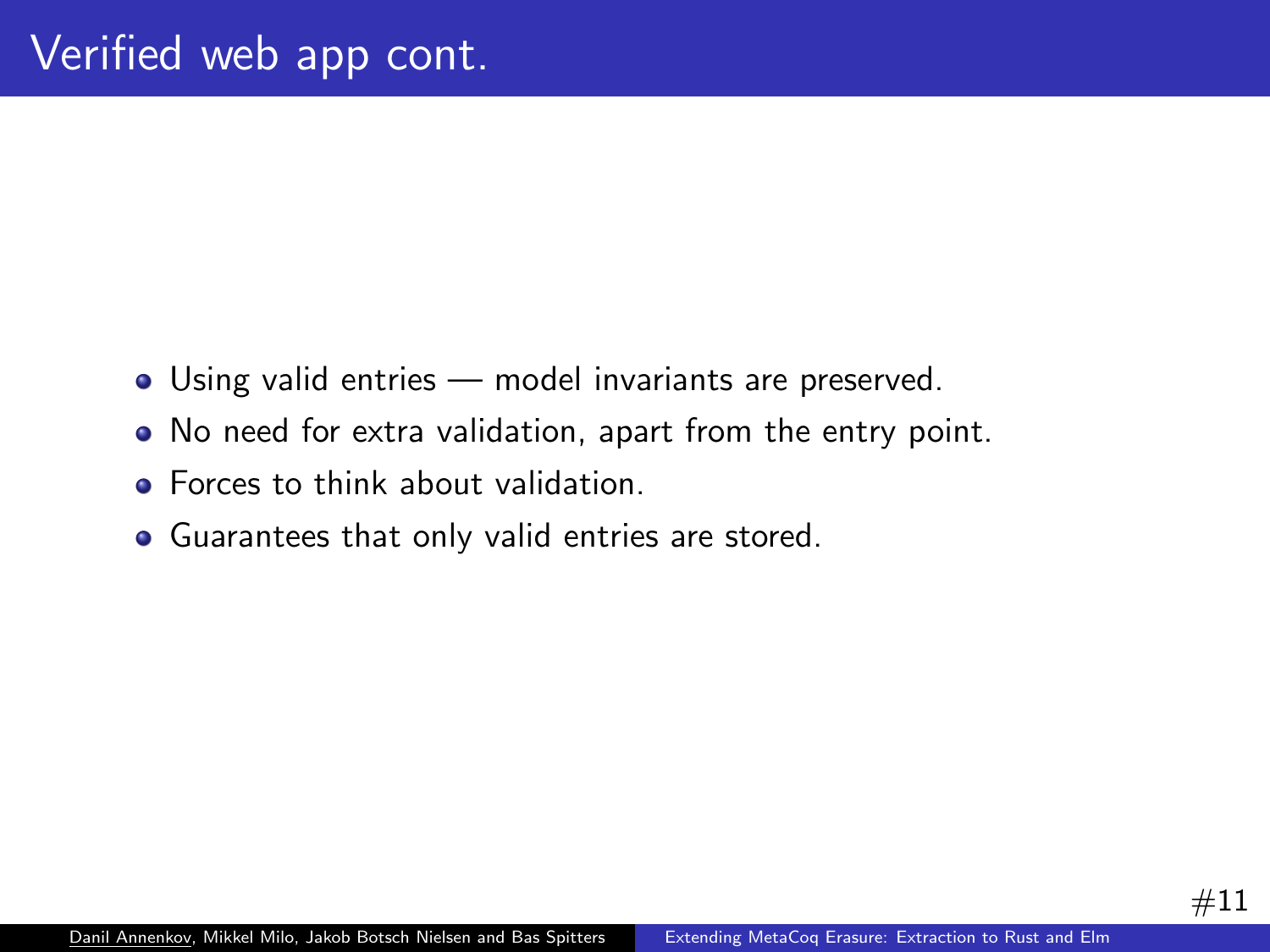# Verified web app cont.

- Using valid entries — model invariants are preserved.
- No need for extra validation, apart from the entry point.
- Forces to think about validation.
- Guarantees that only valid entries are stored.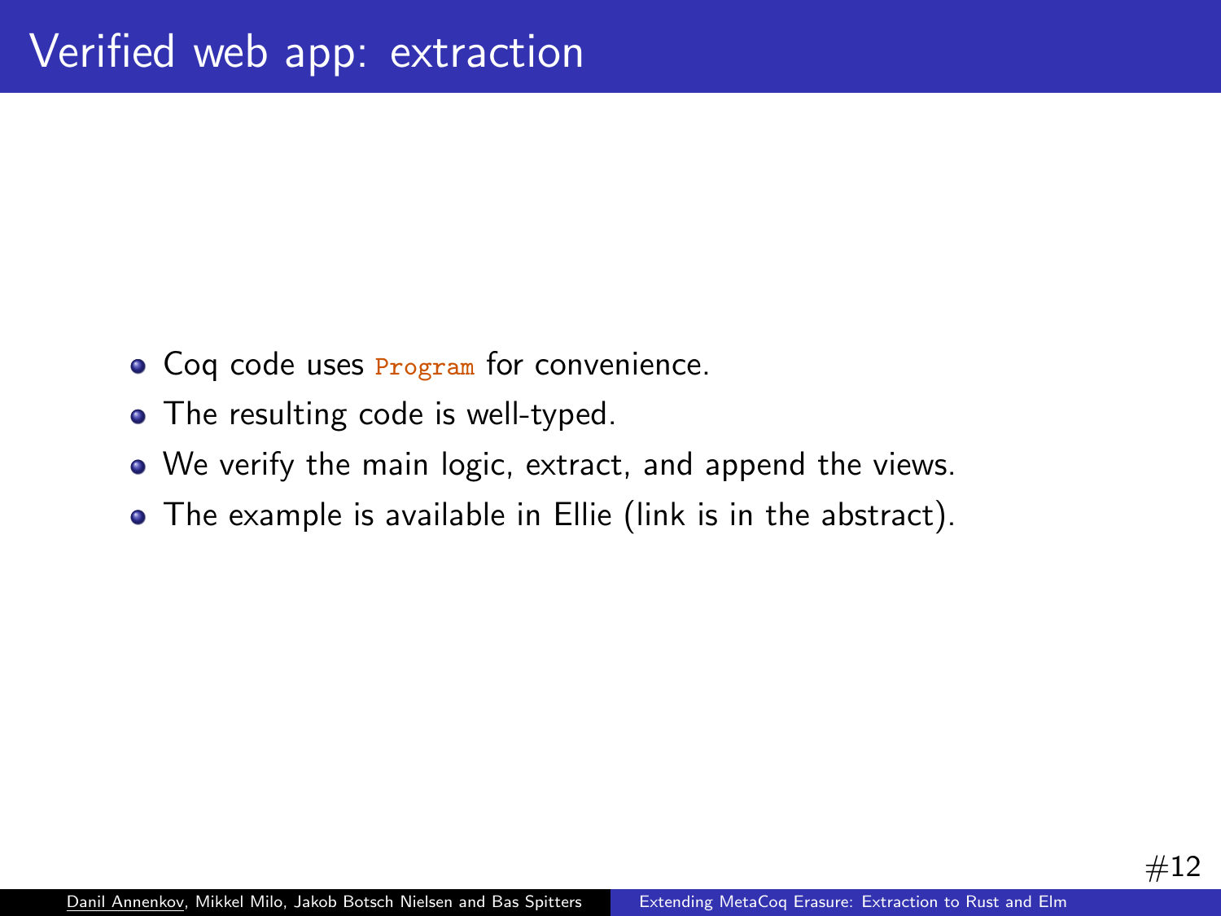# Verified web app: extraction

- Coq code uses `Program` for convenience.
- The resulting code is well-typed.
- We verify the main logic, extract, and append the views.
- The example is available in Ellie (link is in the abstract).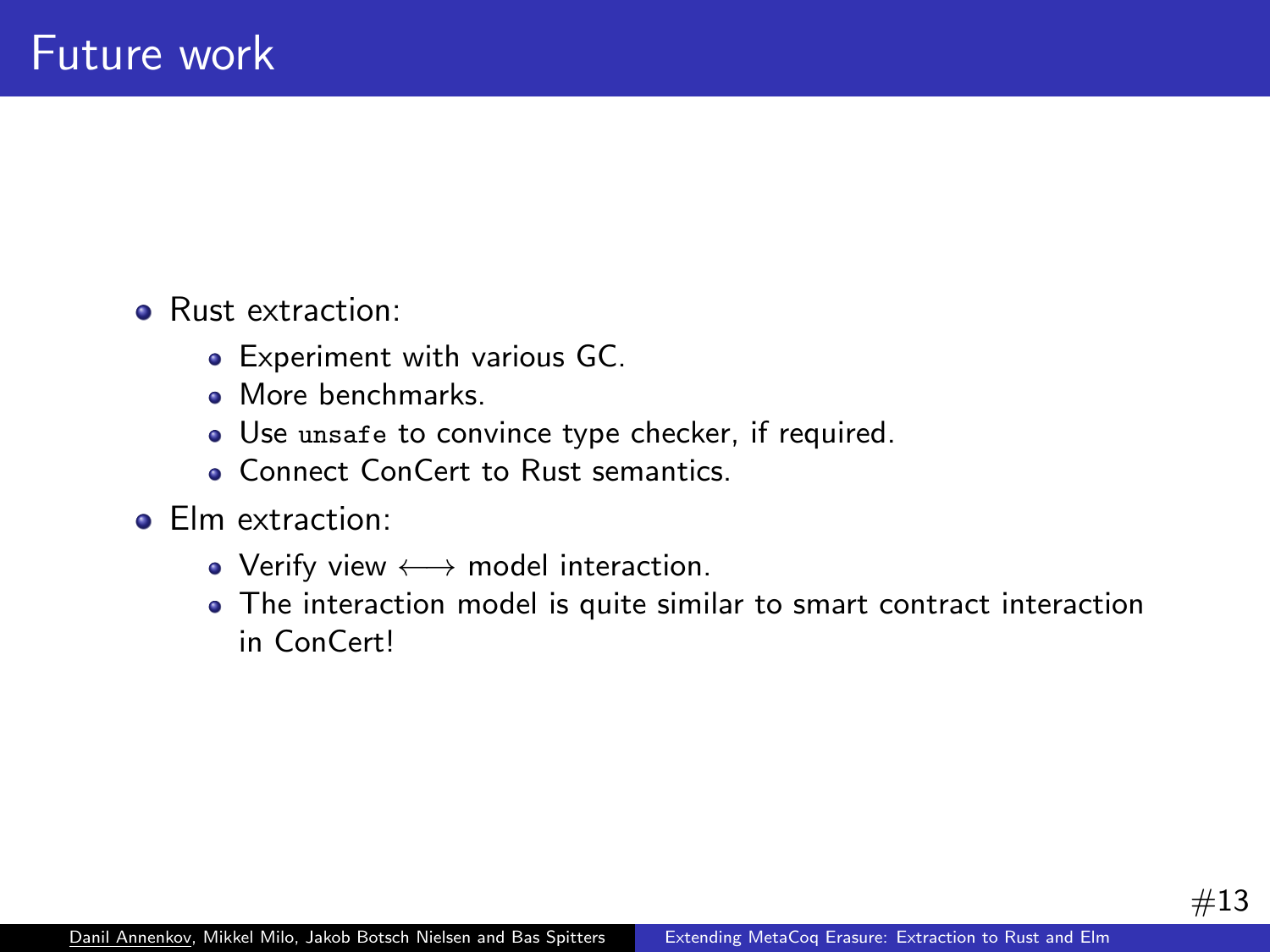# Future work

- Rust extraction:
  - Experiment with various GC.
  - More benchmarks.
  - Use `unsafe` to convince type checker, if required.
  - Connect ConCert to Rust semantics.
- Elm extraction:
  - Verify view $\longleftrightarrow$ model interaction.
  - The interaction model is quite similar to smart contract interaction in ConCert!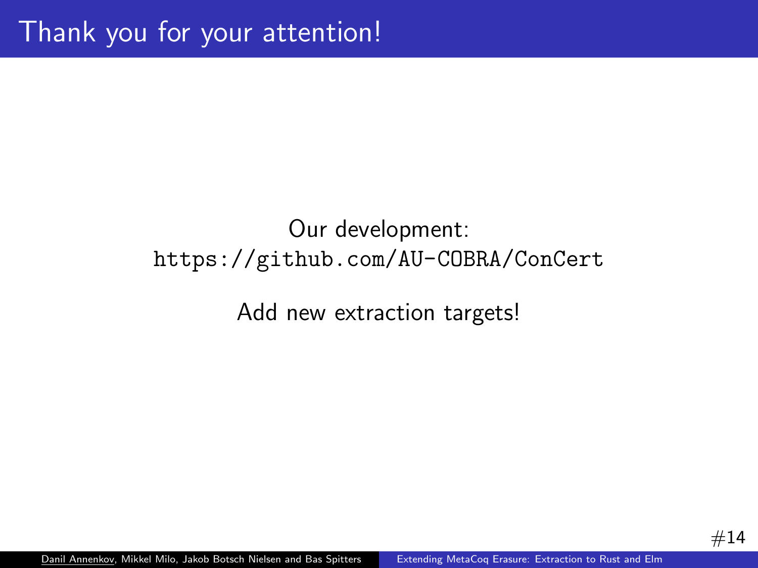# Thank you for your attention!

Our development:
`https://github.com/AU-COBRA/ConCert`

Add new extraction targets!